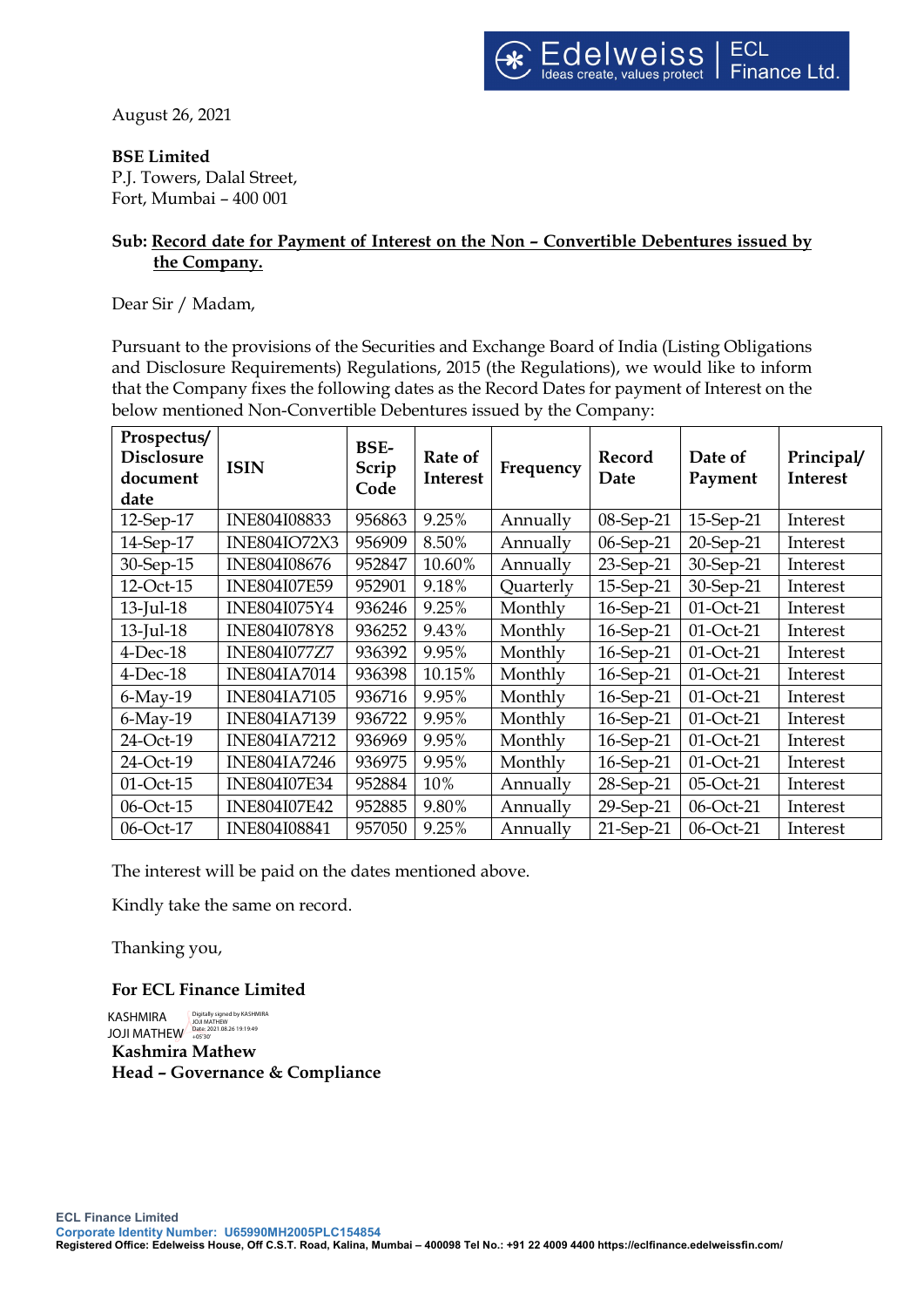August 26, 2021

**BSE Limited**
P.J. Towers, Dalal Street,
Fort, Mumbai – 400 001

**Sub: Record date for Payment of Interest on the Non – Convertible Debentures issued by the Company.**

Dear Sir / Madam,

Pursuant to the provisions of the Securities and Exchange Board of India (Listing Obligations and Disclosure Requirements) Regulations, 2015 (the Regulations), we would like to inform that the Company fixes the following dates as the Record Dates for payment of Interest on the below mentioned Non-Convertible Debentures issued by the Company:

| Prospectus/ Disclosure document date | ISIN | BSE-Scrip Code | Rate of Interest | Frequency | Record Date | Date of Payment | Principal/ Interest |
|---|---|---|---|---|---|---|---|
| 12-Sep-17 | INE804I08833 | 956863 | 9.25% | Annually | 08-Sep-21 | 15-Sep-21 | Interest |
| 14-Sep-17 | INE804IO72X3 | 956909 | 8.50% | Annually | 06-Sep-21 | 20-Sep-21 | Interest |
| 30-Sep-15 | INE804I08676 | 952847 | 10.60% | Annually | 23-Sep-21 | 30-Sep-21 | Interest |
| 12-Oct-15 | INE804I07E59 | 952901 | 9.18% | Quarterly | 15-Sep-21 | 30-Sep-21 | Interest |
| 13-Jul-18 | INE804I075Y4 | 936246 | 9.25% | Monthly | 16-Sep-21 | 01-Oct-21 | Interest |
| 13-Jul-18 | INE804I078Y8 | 936252 | 9.43% | Monthly | 16-Sep-21 | 01-Oct-21 | Interest |
| 4-Dec-18 | INE804I077Z7 | 936392 | 9.95% | Monthly | 16-Sep-21 | 01-Oct-21 | Interest |
| 4-Dec-18 | INE804IA7014 | 936398 | 10.15% | Monthly | 16-Sep-21 | 01-Oct-21 | Interest |
| 6-May-19 | INE804IA7105 | 936716 | 9.95% | Monthly | 16-Sep-21 | 01-Oct-21 | Interest |
| 6-May-19 | INE804IA7139 | 936722 | 9.95% | Monthly | 16-Sep-21 | 01-Oct-21 | Interest |
| 24-Oct-19 | INE804IA7212 | 936969 | 9.95% | Monthly | 16-Sep-21 | 01-Oct-21 | Interest |
| 24-Oct-19 | INE804IA7246 | 936975 | 9.95% | Monthly | 16-Sep-21 | 01-Oct-21 | Interest |
| 01-Oct-15 | INE804I07E34 | 952884 | 10% | Annually | 28-Sep-21 | 05-Oct-21 | Interest |
| 06-Oct-15 | INE804I07E42 | 952885 | 9.80% | Annually | 29-Sep-21 | 06-Oct-21 | Interest |
| 06-Oct-17 | INE804I08841 | 957050 | 9.25% | Annually | 21-Sep-21 | 06-Oct-21 | Interest |

The interest will be paid on the dates mentioned above.

Kindly take the same on record.

Thanking you,

**For ECL Finance Limited**

KASHMIRA JOJI MATHEW
Digitally signed by KASHMIRA JOJI MATHEW
Date: 2021.08.26 19:19:49 +05'30'

**Kashmira Mathew**
**Head – Governance & Compliance**

**ECL Finance Limited**
**Corporate Identity Number: U65990MH2005PLC154854**
**Registered Office: Edelweiss House, Off C.S.T. Road, Kalina, Mumbai – 400098 Tel No.: +91 22 4009 4400 https://eclfinance.edelweissfin.com/**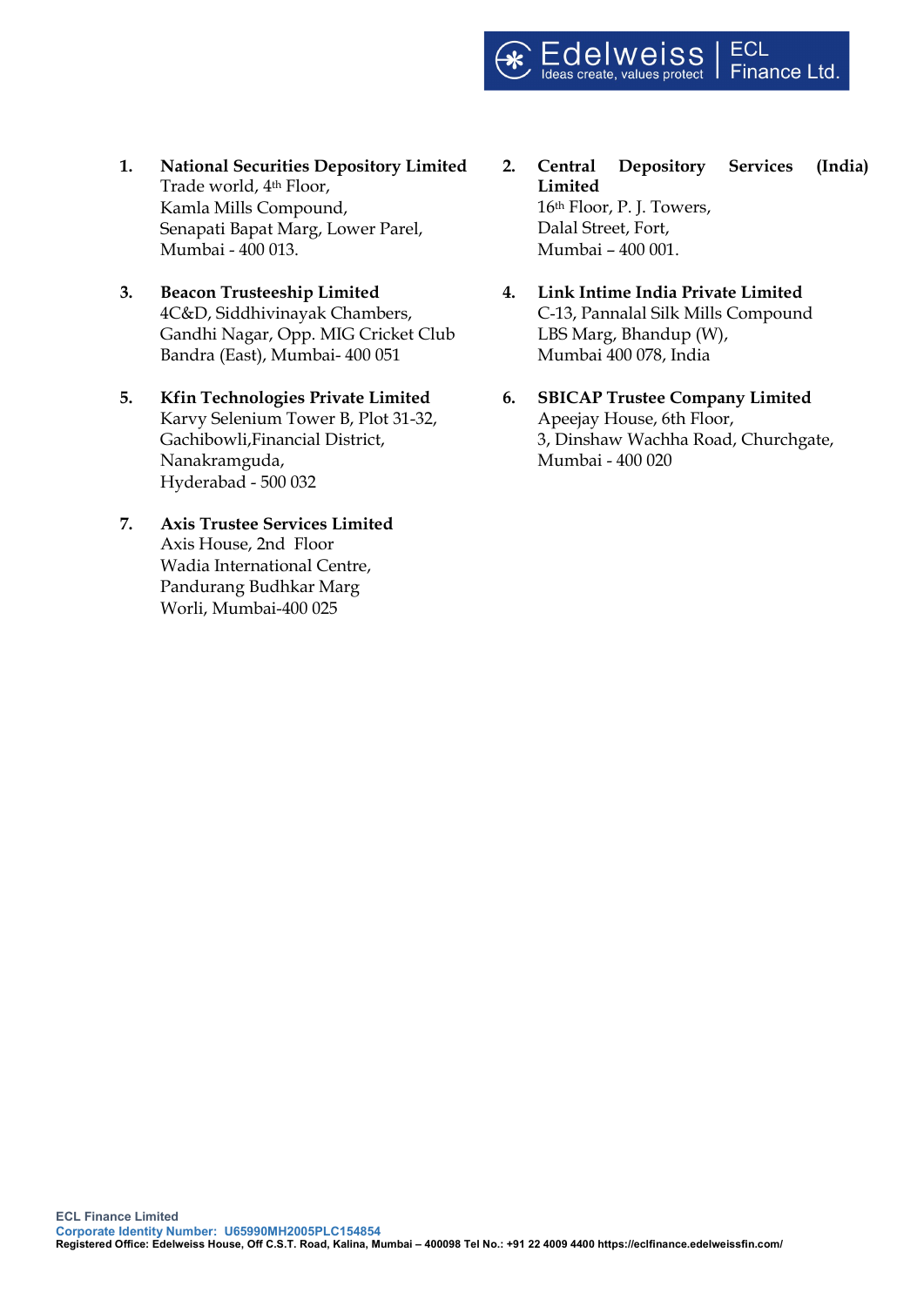1. **National Securities Depository Limited**
   Trade world, 4th Floor,
   Kamla Mills Compound,
   Senapati Bapat Marg, Lower Parel,
   Mumbai - 400 013.

2. **Central Depository Services (India) Limited**
   16th Floor, P. J. Towers,
   Dalal Street, Fort,
   Mumbai – 400 001.

3. **Beacon Trusteeship Limited**
   4C&D, Siddhivinayak Chambers,
   Gandhi Nagar, Opp. MIG Cricket Club
   Bandra (East), Mumbai- 400 051

4. **Link Intime India Private Limited**
   C-13, Pannalal Silk Mills Compound
   LBS Marg, Bhandup (W),
   Mumbai 400 078, India

5. **Kfin Technologies Private Limited**
   Karvy Selenium Tower B, Plot 31-32,
   Gachibowli,Financial District,
   Nanakramguda,
   Hyderabad - 500 032

6. **SBICAP Trustee Company Limited**
   Apeejay House, 6th Floor,
   3, Dinshaw Wachha Road, Churchgate,
   Mumbai - 400 020

7. **Axis Trustee Services Limited**
   Axis House, 2nd Floor
   Wadia International Centre,
   Pandurang Budhkar Marg
   Worli, Mumbai-400 025